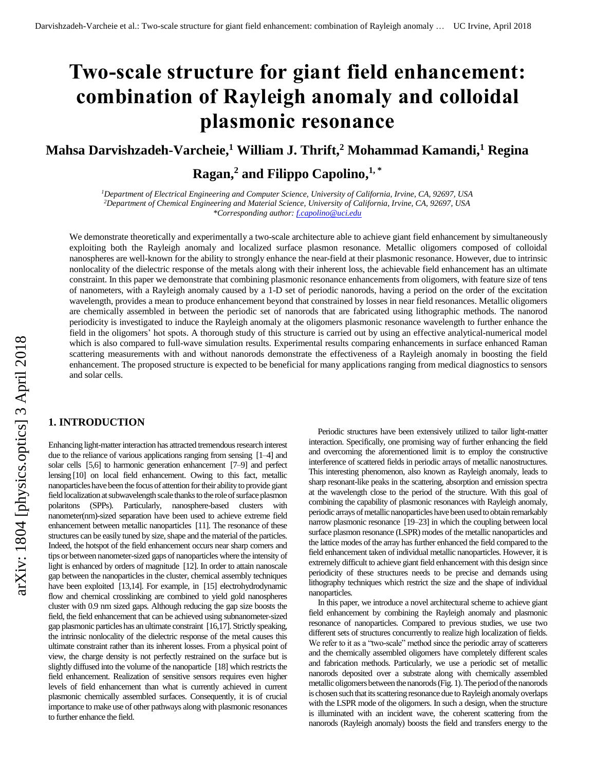# Two-scale structure for giant field enhancement: combination of Rayleigh anomaly and colloidal plasmonic resonance

**Mahsa Darvishzadeh-Varcheie,[1] William J. Thrift,[2] Mohammad Kamandi,[1] Regina Ragan,[2] and Filippo Capolino,[1,*]**

*[1]Department of Electrical Engineering and Computer Science, University of California, Irvine, CA, 92697, USA*
*[2]Department of Chemical Engineering and Material Science, University of California, Irvine, CA, 92697, USA*
*\*Corresponding author: f.capolino@uci.edu*

We demonstrate theoretically and experimentally a two-scale architecture able to achieve giant field enhancement by simultaneously exploiting both the Rayleigh anomaly and localized surface plasmon resonance. Metallic oligomers composed of colloidal nanospheres are well-known for the ability to strongly enhance the near-field at their plasmonic resonance. However, due to intrinsic nonlocality of the dielectric response of the metals along with their inherent loss, the achievable field enhancement has an ultimate constraint. In this paper we demonstrate that combining plasmonic resonance enhancements from oligomers, with feature size of tens of nanometers, with a Rayleigh anomaly caused by a 1-D set of periodic nanorods, having a period on the order of the excitation wavelength, provides a mean to produce enhancement beyond that constrained by losses in near field resonances. Metallic oligomers are chemically assembled in between the periodic set of nanorods that are fabricated using lithographic methods. The nanorod periodicity is investigated to induce the Rayleigh anomaly at the oligomers plasmonic resonance wavelength to further enhance the field in the oligomers' hot spots. A thorough study of this structure is carried out by using an effective analytical-numerical model which is also compared to full-wave simulation results. Experimental results comparing enhancements in surface enhanced Raman scattering measurements with and without nanorods demonstrate the effectiveness of a Rayleigh anomaly in boosting the field enhancement. The proposed structure is expected to be beneficial for many applications ranging from medical diagnostics to sensors and solar cells.

## 1. INTRODUCTION

Enhancing light-matter interaction has attracted tremendous research interest due to the reliance of various applications ranging from sensing [1–4] and solar cells [5,6] to harmonic generation enhancement [7–9] and perfect lensing [10] on local field enhancement. Owing to this fact, metallic nanoparticles have been the focus of attention for their ability to provide giant field localization at subwavelength scale thanks to the role of surface plasmon polaritons (SPPs). Particularly, nanosphere-based clusters with nanometer(nm)-sized separation have been used to achieve extreme field enhancement between metallic nanoparticles [11]. The resonance of these structures can be easily tuned by size, shape and the material of the particles. Indeed, the hotspot of the field enhancement occurs near sharp corners and tips or between nanometer-sized gaps of nanoparticles where the intensity of light is enhanced by orders of magnitude [12]. In order to attain nanoscale gap between the nanoparticles in the cluster, chemical assembly techniques have been exploited [13,14]. For example, in [15] electrohydrodynamic flow and chemical crosslinking are combined to yield gold nanospheres cluster with 0.9 nm sized gaps. Although reducing the gap size boosts the field, the field enhancement that can be achieved using subnanometer-sized gap plasmonic particles has an ultimate constraint [16,17]. Strictly speaking, the intrinsic nonlocality of the dielectric response of the metal causes this ultimate constraint rather than its inherent losses. From a physical point of view, the charge density is not perfectly restrained on the surface but is slightly diffused into the volume of the nanoparticle [18] which restricts the field enhancement. Realization of sensitive sensors requires even higher levels of field enhancement than what is currently achieved in current plasmonic chemically assembled surfaces. Consequently, it is of crucial importance to make use of other pathways along with plasmonic resonances to further enhance the field.

Periodic structures have been extensively utilized to tailor light-matter interaction. Specifically, one promising way of further enhancing the field and overcoming the aforementioned limit is to employ the constructive interference of scattered fields in periodic arrays of metallic nanostructures. This interesting phenomenon, also known as Rayleigh anomaly, leads to sharp resonant-like peaks in the scattering, absorption and emission spectra at the wavelength close to the period of the structure. With this goal of combining the capability of plasmonic resonances with Rayleigh anomaly, periodic arrays of metallic nanoparticles have been used to obtain remarkably narrow plasmonic resonance [19–23] in which the coupling between local surface plasmon resonance (LSPR) modes of the metallic nanoparticles and the lattice modes of the array has further enhanced the field compared to the field enhancement taken of individual metallic nanoparticles. However, it is extremely difficult to achieve giant field enhancement with this design since periodicity of these structures needs to be precise and demands using lithography techniques which restrict the size and the shape of individual nanoparticles.

In this paper, we introduce a novel architectural scheme to achieve giant field enhancement by combining the Rayleigh anomaly and plasmonic resonance of nanoparticles. Compared to previous studies, we use two different sets of structures concurrently to realize high localization of fields. We refer to it as a "two-scale" method since the periodic array of scatterers and the chemically assembled oligomers have completely different scales and fabrication methods. Particularly, we use a periodic set of metallic nanorods deposited over a substrate along with chemically assembled metallic oligomers between the nanorods (Fig. 1). The period of the nanorods is chosen such that its scattering resonance due to Rayleigh anomaly overlaps with the LSPR mode of the oligomers. In such a design, when the structure is illuminated with an incident wave, the coherent scattering from the nanorods (Rayleigh anomaly) boosts the field and transfers energy to the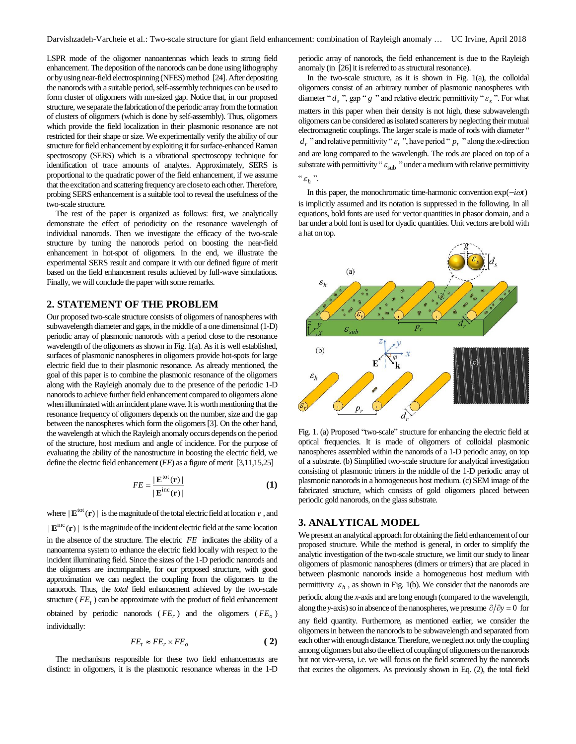LSPR mode of the oligomer nanoantennas which leads to strong field enhancement. The deposition of the nanorods can be done using lithography or by using near-field electrospinning (NFES) method [24]. After depositing the nanorods with a suitable period, self-assembly techniques can be used to form cluster of oligomers with nm-sized gap. Notice that, in our proposed structure, we separate the fabrication of the periodic array from the formation of clusters of oligomers (which is done by self-assembly). Thus, oligomers which provide the field localization in their plasmonic resonance are not restricted for their shape or size. We experimentally verify the ability of our structure for field enhancement by exploiting it for surface-enhanced Raman spectroscopy (SERS) which is a vibrational spectroscopy technique for identification of trace amounts of analytes. Approximately, SERS is proportional to the quadratic power of the field enhancement, if we assume that the excitation and scattering frequency are close to each other. Therefore, probing SERS enhancement is a suitable tool to reveal the usefulness of the two-scale structure.

The rest of the paper is organized as follows: first, we analytically demonstrate the effect of periodicity on the resonance wavelength of individual nanorods. Then we investigate the efficacy of the two-scale structure by tuning the nanorods period on boosting the near-field enhancement in hot-spot of oligomers. In the end, we illustrate the experimental SERS result and compare it with our defined figure of merit based on the field enhancement results achieved by full-wave simulations. Finally, we will conclude the paper with some remarks.

## 2. STATEMENT OF THE PROBLEM

Our proposed two-scale structure consists of oligomers of nanospheres with subwavelength diameter and gaps, in the middle of a one dimensional (1-D) periodic array of plasmonic nanorods with a period close to the resonance wavelength of the oligomers as shown in Fig. 1(a). As it is well established, surfaces of plasmonic nanospheres in oligomers provide hot-spots for large electric field due to their plasmonic resonance. As already mentioned, the goal of this paper is to combine the plasmonic resonance of the oligomers along with the Rayleigh anomaly due to the presence of the periodic 1-D nanorods to achieve further field enhancement compared to oligomers alone when illuminated with an incident plane wave. It is worth mentioning that the resonance frequency of oligomers depends on the number, size and the gap between the nanospheres which form the oligomers [3]. On the other hand, the wavelength at which the Rayleigh anomaly occurs depends on the period of the structure, host medium and angle of incidence. For the purpose of evaluating the ability of the nanostructure in boosting the electric field, we define the electric field enhancement (*FE*) as a figure of merit [3,11,15,25]

$$FE = \frac{|\mathbf{E}^{\mathrm{tot}}(\mathbf{r})|}{|\mathbf{E}^{\mathrm{inc}}(\mathbf{r})|} \tag{1}$$

where $|\mathbf{E}^{\mathrm{tot}}(\mathbf{r})|$ is the magnitude of the total electric field at location $\mathbf{r}$, and $|\mathbf{E}^{\mathrm{inc}}(\mathbf{r})|$ is the magnitude of the incident electric field at the same location in the absence of the structure. The electric $FE$ indicates the ability of a nanoantenna system to enhance the electric field locally with respect to the incident illuminating field. Since the sizes of the 1-D periodic nanorods and the oligomers are incomparable, for our proposed structure, with good approximation we can neglect the coupling from the oligomers to the nanorods. Thus, the *total* field enhancement achieved by the two-scale structure ($FE_t$) can be approximate with the product of field enhancement obtained by periodic nanorods ($FE_r$) and the oligomers ($FE_o$) individually:

$$FE_t \approx FE_r \times FE_o \tag{2}$$

The mechanisms responsible for these two field enhancements are distinct: in oligomers, it is the plasmonic resonance whereas in the 1-D periodic array of nanorods, the field enhancement is due to the Rayleigh anomaly (in [26] it is referred to as structural resonance).

In the two-scale structure, as it is shown in Fig. 1(a), the colloidal oligomers consist of an arbitrary number of plasmonic nanospheres with diameter "$d_s$", gap "$g$" and relative electric permittivity "$\varepsilon_s$". For what matters in this paper when their density is not high, these subwavelength oligomers can be considered as isolated scatterers by neglecting their mutual electromagnetic couplings. The larger scale is made of rods with diameter "$d_r$" and relative permittivity "$\varepsilon_r$", have period "$p_r$" along the *x*-direction and are long compared to the wavelength. The rods are placed on top of a substrate with permittivity "$\varepsilon_{\mathrm{sub}}$" under a medium with relative permittivity "$\varepsilon_h$".

In this paper, the monochromatic time-harmonic convention $\exp(-i\omega t)$ is implicitly assumed and its notation is suppressed in the following. In all equations, bold fonts are used for vector quantities in phasor domain, and a bar under a bold font is used for dyadic quantities. Unit vectors are bold with a hat on top.

Fig. 1. (a) Proposed "two-scale" structure for enhancing the electric field at optical frequencies. It is made of oligomers of colloidal plasmonic nanospheres assembled within the nanorods of a 1-D periodic array, on top of a substrate. (b) Simplified two-scale structure for analytical investigation consisting of plasmonic trimers in the middle of the 1-D periodic array of plasmonic nanorods in a homogeneous host medium. (c) SEM image of the fabricated structure, which consists of gold oligomers placed between periodic gold nanorods, on the glass substrate.

## 3. ANALYTICAL MODEL

We present an analytical approach for obtaining the field enhancement of our proposed structure. While the method is general, in order to simplify the analytic investigation of the two-scale structure, we limit our study to linear oligomers of plasmonic nanospheres (dimers or trimers) that are placed in between plasmonic nanorods inside a homogeneous host medium with permittivity $\varepsilon_h$, as shown in Fig. 1(b). We consider that the nanorods are periodic along the *x*-axis and are long enough (compared to the wavelength, along the *y*-axis) so in absence of the nanospheres, we presume $\partial/\partial y = 0$ for any field quantity. Furthermore, as mentioned earlier, we consider the oligomers in between the nanorods to be subwavelength and separated from each other with enough distance. Therefore, we neglect not only the coupling among oligomers but also the effect of coupling of oligomers on the nanorods but not vice-versa, i.e. we will focus on the field scattered by the nanorods that excites the oligomers. As previously shown in Eq. (2), the total field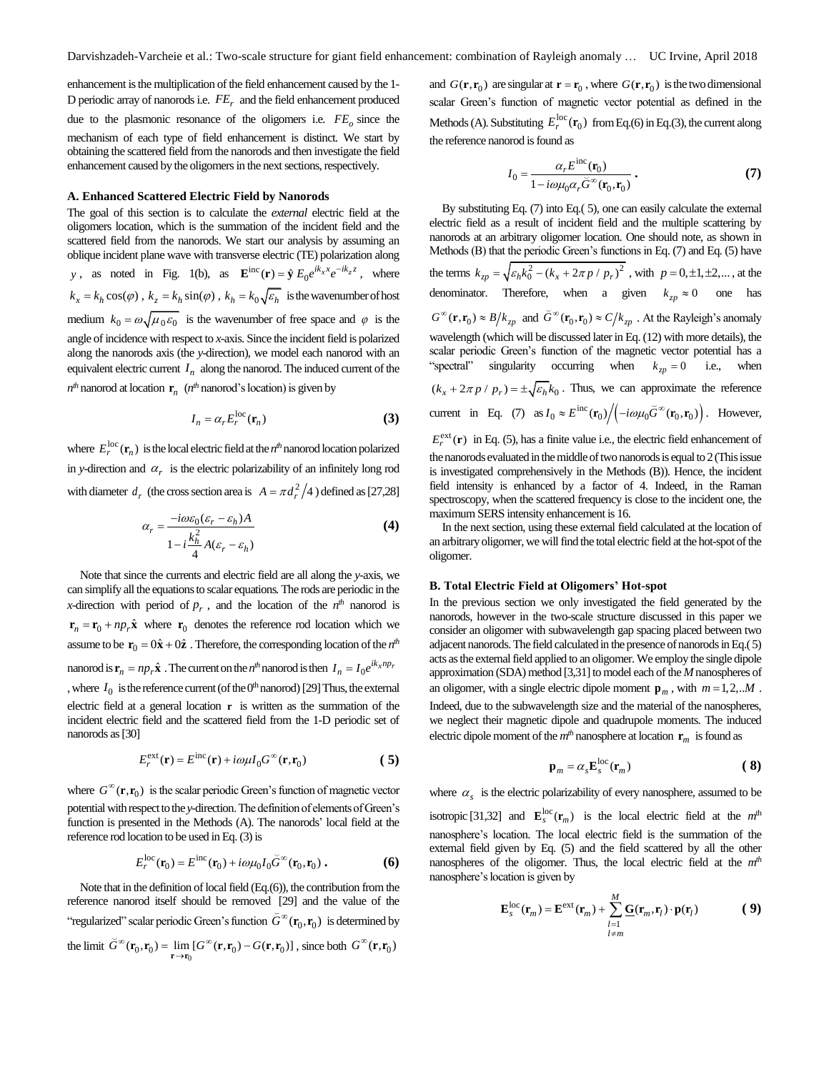enhancement is the multiplication of the field enhancement caused by the 1-D periodic array of nanorods i.e. $FE_r$ and the field enhancement produced due to the plasmonic resonance of the oligomers i.e. $FE_o$ since the mechanism of each type of field enhancement is distinct. We start by obtaining the scattered field from the nanorods and then investigate the field enhancement caused by the oligomers in the next sections, respectively.

### A. Enhanced Scattered Electric Field by Nanorods

The goal of this section is to calculate the *external* electric field at the oligomers location, which is the summation of the incident field and the scattered field from the nanorods. We start our analysis by assuming an oblique incident plane wave with transverse electric (TE) polarization along $y$, as noted in Fig. 1(b), as $\mathbf{E}^{\text{inc}}(\mathbf{r}) = \hat{\mathbf{y}}\, E_0 e^{ik_x x} e^{-ik_z z}$, where $k_x = k_h \cos(\varphi)$, $k_z = k_h \sin(\varphi)$, $k_h = k_0\sqrt{\varepsilon_h}$ is the wavenumber of host medium $k_0 = \omega\sqrt{\mu_0 \varepsilon_0}$ is the wavenumber of free space and $\varphi$ is the angle of incidence with respect to *x*-axis. Since the incident field is polarized along the nanorods axis (the *y*-direction), we model each nanorod with an equivalent electric current $I_n$ along the nanorod. The induced current of the $n^{th}$ nanorod at location $\mathbf{r}_n$ ($n^{th}$ nanorod's location) is given by

$$I_n = \alpha_r E_r^{\text{loc}}(\mathbf{r}_n) \tag{3}$$

where $E_r^{\text{loc}}(\mathbf{r}_n)$ is the local electric field at the $n^{th}$ nanorod location polarized in *y*-direction and $\alpha_r$ is the electric polarizability of an infinitely long rod with diameter $d_r$ (the cross section area is $A = \pi d_r^2/4$) defined as [27,28]

$$\alpha_r = \frac{-i\omega\varepsilon_0(\varepsilon_r - \varepsilon_h)A}{1 - i\dfrac{k_h^2}{4}A(\varepsilon_r - \varepsilon_h)} \tag{4}$$

Note that since the currents and electric field are all along the *y*-axis, we can simplify all the equations to scalar equations. The rods are periodic in the *x*-direction with period of $p_r$, and the location of the $n^{th}$ nanorod is $\mathbf{r}_n = \mathbf{r}_0 + np_r\hat{\mathbf{x}}$ where $\mathbf{r}_0$ denotes the reference rod location which we assume to be $\mathbf{r}_0 = 0\hat{\mathbf{x}} + 0\hat{\mathbf{z}}$. Therefore, the corresponding location of the $n^{th}$ nanorod is $\mathbf{r}_n = np_r\hat{\mathbf{x}}$. The current on the $n^{th}$ nanorod is then $I_n = I_0 e^{ik_x np_r}$, where $I_0$ is the reference current (of the 0th nanorod) [29] Thus, the external electric field at a general location $\mathbf{r}$ is written as the summation of the incident electric field and the scattered field from the 1-D periodic set of nanorods as [30]

$$E_r^{\text{ext}}(\mathbf{r}) = E^{\text{inc}}(\mathbf{r}) + i\omega\mu I_0 G^{\infty}(\mathbf{r}, \mathbf{r}_0) \tag{5}$$

where $G^{\infty}(\mathbf{r}, \mathbf{r}_0)$ is the scalar periodic Green's function of magnetic vector potential with respect to the *y*-direction. The definition of elements of Green's function is presented in the Methods (A). The nanorods' local field at the reference rod location to be used in Eq. (3) is

$$E_r^{\text{loc}}(\mathbf{r}_0) = E^{\text{inc}}(\mathbf{r}_0) + i\omega\mu_0 I_0 \breve{G}^{\infty}(\mathbf{r}_0, \mathbf{r}_0)\,. \tag{6}$$

Note that in the definition of local field (Eq.(6)), the contribution from the reference nanorod itself should be removed [29] and the value of the "regularized" scalar periodic Green's function $\breve{G}^{\infty}(\mathbf{r}_0, \mathbf{r}_0)$ is determined by the limit $\breve{G}^{\infty}(\mathbf{r}_0, \mathbf{r}_0) = \lim_{\mathbf{r}\to\mathbf{r}_0}[G^{\infty}(\mathbf{r}, \mathbf{r}_0) - G(\mathbf{r}, \mathbf{r}_0)]$, since both $G^{\infty}(\mathbf{r}, \mathbf{r}_0)$ and $G(\mathbf{r}, \mathbf{r}_0)$ are singular at $\mathbf{r} = \mathbf{r}_0$, where $G(\mathbf{r}, \mathbf{r}_0)$ is the two dimensional scalar Green's function of magnetic vector potential as defined in the Methods (A). Substituting $E_r^{\text{loc}}(\mathbf{r}_0)$ from Eq.(6) in Eq.(3), the current along the reference nanorod is found as

$$I_0 = \frac{\alpha_r E^{\text{inc}}(\mathbf{r}_0)}{1 - i\omega\mu_0\alpha_r \breve{G}^{\infty}(\mathbf{r}_0, \mathbf{r}_0)}\,. \tag{7}$$

By substituting Eq. (7) into Eq.( 5), one can easily calculate the external electric field as a result of incident field and the multiple scattering by nanorods at an arbitrary oligomer location. One should note, as shown in Methods (B) that the periodic Green's functions in Eq. (7) and Eq. (5) have the terms $k_{zp} = \sqrt{\varepsilon_h k_0^2 - (k_x + 2\pi p/p_r)^2}$, with $p = 0, \pm1, \pm2, \ldots$, at the denominator. Therefore, when a given $k_{zp} \approx 0$ one has $G^{\infty}(\mathbf{r}, \mathbf{r}_0) \approx B/k_{zp}$ and $\breve{G}^{\infty}(\mathbf{r}_0, \mathbf{r}_0) \approx C/k_{zp}$. At the Rayleigh's anomaly wavelength (which will be discussed later in Eq. (12) with more details), the scalar periodic Green's function of the magnetic vector potential has a "spectral" singularity occurring when $k_{zp} = 0$ i.e., when $(k_x + 2\pi p/p_r) = \pm\sqrt{\varepsilon_h}k_0$. Thus, we can approximate the reference current in Eq. (7) as $I_0 \approx E^{\text{inc}}(\mathbf{r}_0)\big/\left(-i\omega\mu_0\breve{G}^{\infty}(\mathbf{r}_0, \mathbf{r}_0)\right)$. However, $E_r^{\text{ext}}(\mathbf{r})$ in Eq. (5), has a finite value i.e., the electric field enhancement of the nanorods evaluated in the middle of two nanorods is equal to 2 (This issue is investigated comprehensively in the Methods (B)). Hence, the incident field intensity is enhanced by a factor of 4. Indeed, in the Raman spectroscopy, when the scattered frequency is close to the incident one, the maximum SERS intensity enhancement is 16.

In the next section, using these external field calculated at the location of an arbitrary oligomer, we will find the total electric field at the hot-spot of the oligomer.

### B. Total Electric Field at Oligomers' Hot-spot

In the previous section we only investigated the field generated by the nanorods, however in the two-scale structure discussed in this paper we consider an oligomer with subwavelength gap spacing placed between two adjacent nanorods. The field calculated in the presence of nanorods in Eq.( 5) acts as the external field applied to an oligomer. We employ the single dipole approximation (SDA) method [3,31] to model each of the $M$ nanospheres of an oligomer, with a single electric dipole moment $\mathbf{p}_m$, with $m = 1, 2, ..M$. Indeed, due to the subwavelength size and the material of the nanospheres, we neglect their magnetic dipole and quadrupole moments. The induced electric dipole moment of the $m^{th}$ nanosphere at location $\mathbf{r}_m$ is found as

$$\mathbf{p}_m = \alpha_s \mathbf{E}_s^{\text{loc}}(\mathbf{r}_m) \tag{8}$$

where $\alpha_s$ is the electric polarizability of every nanosphere, assumed to be isotropic [31,32] and $\mathbf{E}_s^{\text{loc}}(\mathbf{r}_m)$ is the local electric field at the $m^{\text{th}}$ nanosphere's location. The local electric field is the summation of the external field given by Eq. (5) and the field scattered by all the other nanospheres of the oligomer. Thus, the local electric field at the $m^{th}$ nanosphere's location is given by

$$\mathbf{E}_s^{\text{loc}}(\mathbf{r}_m) = \mathbf{E}^{\text{ext}}(\mathbf{r}_m) + \sum_{\substack{l=1 \\ l\neq m}}^{M} \underline{\mathbf{G}}(\mathbf{r}_m, \mathbf{r}_l)\cdot\mathbf{p}(\mathbf{r}_l) \tag{9}$$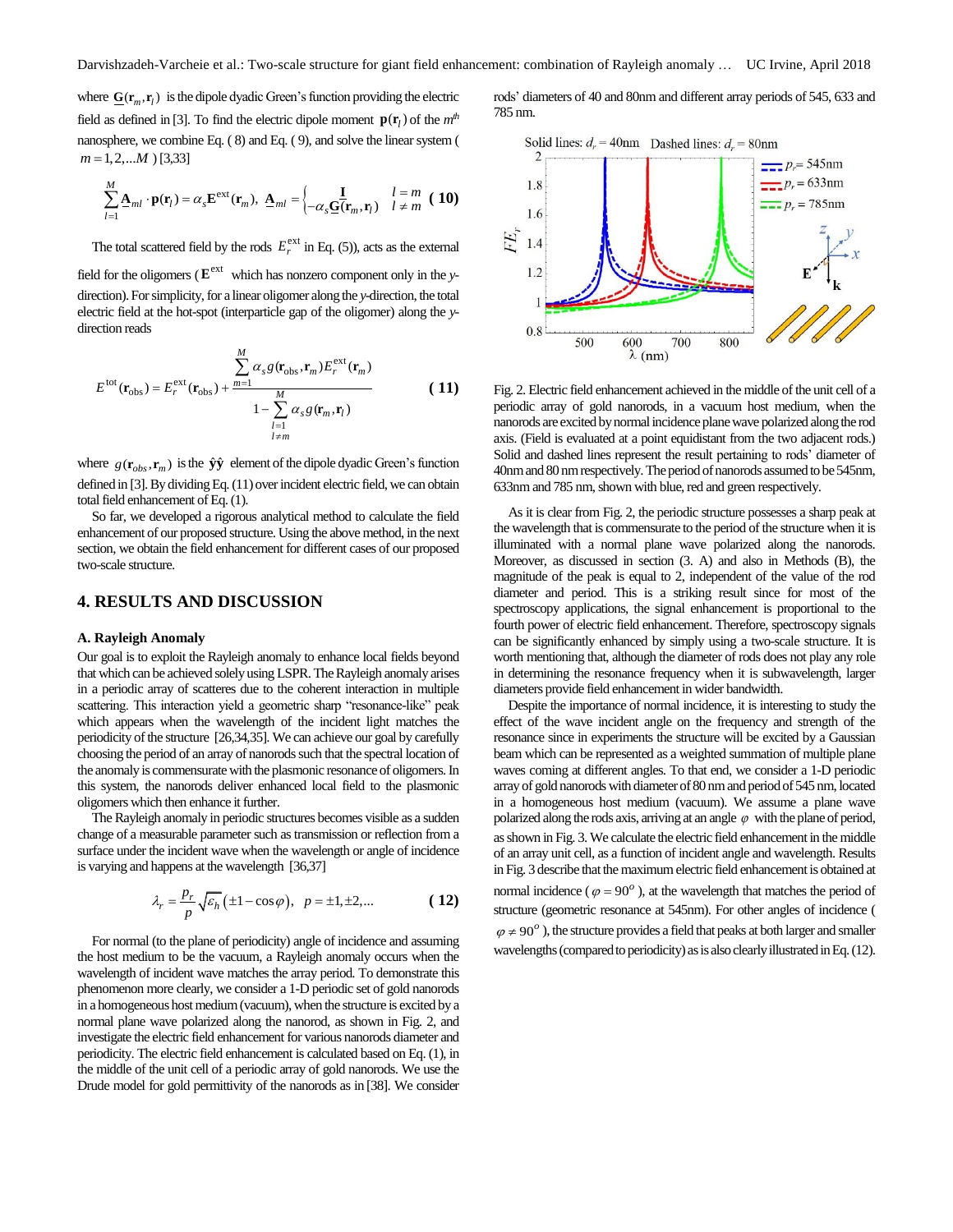where $\underline{\mathbf{G}}(\mathbf{r}_m,\mathbf{r}_l)$ is the dipole dyadic Green's function providing the electric field as defined in [3]. To find the electric dipole moment $\mathbf{p}(\mathbf{r}_l)$ of the $m^{th}$ nanosphere, we combine Eq. ( 8) and Eq. ( 9), and solve the linear system ( $m = 1,2,...M$ ) [3,33]

$$\sum_{l=1}^{M} \underline{\mathbf{A}}_{ml} \cdot \mathbf{p}(\mathbf{r}_l) = \alpha_s \mathbf{E}^{\text{ext}}(\mathbf{r}_m), \quad \underline{\mathbf{A}}_{ml} = \begin{cases} \mathbf{I} & l = m \\ -\alpha_s \underline{\mathbf{G}}(\mathbf{r}_m,\mathbf{r}_l) & l \neq m \end{cases} \quad (10)$$

The total scattered field by the rods $E_r^{\text{ext}}$ in Eq. (5)), acts as the external field for the oligomers ( $\mathbf{E}^{\text{ext}}$ which has nonzero component only in the *y*-direction). For simplicity, for a linear oligomer along the *y*-direction, the total electric field at the hot-spot (interparticle gap of the oligomer) along the *y*-direction reads

$$E^{\text{tot}}(\mathbf{r}_{\text{obs}}) = E_r^{\text{ext}}(\mathbf{r}_{\text{obs}}) + \frac{\sum_{m=1}^{M} \alpha_s g(\mathbf{r}_{\text{obs}},\mathbf{r}_m) E_r^{\text{ext}}(\mathbf{r}_m)}{1 - \sum_{\substack{l=1 \\ l \neq m}}^{M} \alpha_s g(\mathbf{r}_m,\mathbf{r}_l)} \quad (11)$$

where $g(\mathbf{r}_{obs},\mathbf{r}_m)$ is the $\hat{\mathbf{y}}\hat{\mathbf{y}}$ element of the dipole dyadic Green's function defined in [3]. By dividing Eq. (11) over incident electric field, we can obtain total field enhancement of Eq. (1).

So far, we developed a rigorous analytical method to calculate the field enhancement of our proposed structure. Using the above method, in the next section, we obtain the field enhancement for different cases of our proposed two-scale structure.

## 4. RESULTS AND DISCUSSION

### A. Rayleigh Anomaly

Our goal is to exploit the Rayleigh anomaly to enhance local fields beyond that which can be achieved solely using LSPR. The Rayleigh anomaly arises in a periodic array of scatteres due to the coherent interaction in multiple scattering. This interaction yield a geometric sharp "resonance-like" peak which appears when the wavelength of the incident light matches the periodicity of the structure [26,34,35]. We can achieve our goal by carefully choosing the period of an array of nanorods such that the spectral location of the anomaly is commensurate with the plasmonic resonance of oligomers. In this system, the nanorods deliver enhanced local field to the plasmonic oligomers which then enhance it further.

The Rayleigh anomaly in periodic structures becomes visible as a sudden change of a measurable parameter such as transmission or reflection from a surface under the incident wave when the wavelength or angle of incidence is varying and happens at the wavelength [36,37]

$$\lambda_r = \frac{p_r}{p}\sqrt{\varepsilon_h}\left(\pm 1 - \cos\varphi\right), \quad p = \pm 1, \pm 2, ... \quad (12)$$

For normal (to the plane of periodicity) angle of incidence and assuming the host medium to be the vacuum, a Rayleigh anomaly occurs when the wavelength of incident wave matches the array period. To demonstrate this phenomenon more clearly, we consider a 1-D periodic set of gold nanorods in a homogeneous host medium (vacuum), when the structure is excited by a normal plane wave polarized along the nanorod, as shown in Fig. 2, and investigate the electric field enhancement for various nanorods diameter and periodicity. The electric field enhancement is calculated based on Eq. (1), in the middle of the unit cell of a periodic array of gold nanorods. We use the Drude model for gold permittivity of the nanorods as in [38]. We consider rods' diameters of 40 and 80nm and different array periods of 545, 633 and 785 nm.

Fig. 2. Electric field enhancement achieved in the middle of the unit cell of a periodic array of gold nanorods, in a vacuum host medium, when the nanorods are excited by normal incidence plane wave polarized along the rod axis. (Field is evaluated at a point equidistant from the two adjacent rods.) Solid and dashed lines represent the result pertaining to rods' diameter of 40nm and 80 nm respectively. The period of nanorods assumed to be 545nm, 633nm and 785 nm, shown with blue, red and green respectively.

As it is clear from Fig. 2, the periodic structure possesses a sharp peak at the wavelength that is commensurate to the period of the structure when it is illuminated with a normal plane wave polarized along the nanorods. Moreover, as discussed in section (3. A) and also in Methods (B), the magnitude of the peak is equal to 2, independent of the value of the rod diameter and period. This is a striking result since for most of the spectroscopy applications, the signal enhancement is proportional to the fourth power of electric field enhancement. Therefore, spectroscopy signals can be significantly enhanced by simply using a two-scale structure. It is worth mentioning that, although the diameter of rods does not play any role in determining the resonance frequency when it is subwavelength, larger diameters provide field enhancement in wider bandwidth.

Despite the importance of normal incidence, it is interesting to study the effect of the wave incident angle on the frequency and strength of the resonance since in experiments the structure will be excited by a Gaussian beam which can be represented as a weighted summation of multiple plane waves coming at different angles. To that end, we consider a 1-D periodic array of gold nanorods with diameter of 80 nm and period of 545 nm, located in a homogeneous host medium (vacuum). We assume a plane wave polarized along the rods axis, arriving at an angle $\varphi$ with the plane of period, as shown in Fig. 3. We calculate the electric field enhancement in the middle of an array unit cell, as a function of incident angle and wavelength. Results in Fig. 3 describe that the maximum electric field enhancement is obtained at normal incidence ( $\varphi = 90^o$ ), at the wavelength that matches the period of structure (geometric resonance at 545nm). For other angles of incidence ( $\varphi \neq 90^o$ ), the structure provides a field that peaks at both larger and smaller wavelengths (compared to periodicity) as is also clearly illustrated in Eq. (12).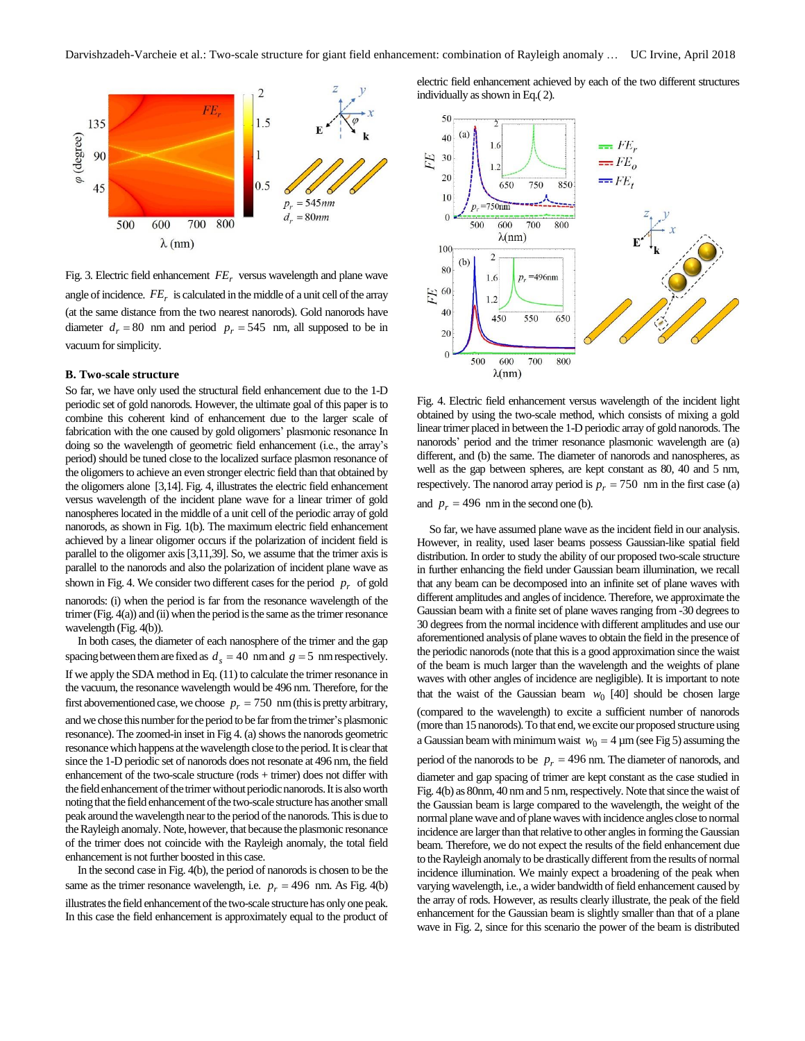Fig. 3. Electric field enhancement $FE_r$ versus wavelength and plane wave angle of incidence. $FE_r$ is calculated in the middle of a unit cell of the array (at the same distance from the two nearest nanorods). Gold nanorods have diameter $d_r = 80$ nm and period $p_r = 545$ nm, all supposed to be in vacuum for simplicity.

### B. Two-scale structure

So far, we have only used the structural field enhancement due to the 1-D periodic set of gold nanorods. However, the ultimate goal of this paper is to combine this coherent kind of enhancement due to the larger scale of fabrication with the one caused by gold oligomers' plasmonic resonance In doing so the wavelength of geometric field enhancement (i.e., the array's period) should be tuned close to the localized surface plasmon resonance of the oligomers to achieve an even stronger electric field than that obtained by the oligomers alone [3,14]. Fig. 4, illustrates the electric field enhancement versus wavelength of the incident plane wave for a linear trimer of gold nanospheres located in the middle of a unit cell of the periodic array of gold nanorods, as shown in Fig. 1(b). The maximum electric field enhancement achieved by a linear oligomer occurs if the polarization of incident field is parallel to the oligomer axis [3,11,39]. So, we assume that the trimer axis is parallel to the nanorods and also the polarization of incident plane wave as shown in Fig. 4. We consider two different cases for the period $p_r$ of gold nanorods: (i) when the period is far from the resonance wavelength of the trimer (Fig. 4(a)) and (ii) when the period is the same as the trimer resonance wavelength (Fig. 4(b)).

In both cases, the diameter of each nanosphere of the trimer and the gap spacing between them are fixed as $d_s = 40$ nm and $g = 5$ nm respectively. If we apply the SDA method in Eq. (11) to calculate the trimer resonance in the vacuum, the resonance wavelength would be 496 nm. Therefore, for the first abovementioned case, we choose $p_r = 750$ nm (this is pretty arbitrary, and we chose this number for the period to be far from the trimer's plasmonic resonance). The zoomed-in inset in Fig 4. (a) shows the nanorods geometric resonance which happens at the wavelength close to the period. It is clear that since the 1-D periodic set of nanorods does not resonate at 496 nm, the field enhancement of the two-scale structure (rods + trimer) does not differ with the field enhancement of the trimer without periodic nanorods. It is also worth noting that the field enhancement of the two-scale structure has another small peak around the wavelength near to the period of the nanorods. This is due to the Rayleigh anomaly. Note, however, that because the plasmonic resonance of the trimer does not coincide with the Rayleigh anomaly, the total field enhancement is not further boosted in this case.

In the second case in Fig. 4(b), the period of nanorods is chosen to be the same as the trimer resonance wavelength, i.e. $p_r = 496$ nm. As Fig. 4(b) illustrates the field enhancement of the two-scale structure has only one peak. In this case the field enhancement is approximately equal to the product of electric field enhancement achieved by each of the two different structures individually as shown in Eq.( 2).

Fig. 4. Electric field enhancement versus wavelength of the incident light obtained by using the two-scale method, which consists of mixing a gold linear trimer placed in between the 1-D periodic array of gold nanorods. The nanorods' period and the trimer resonance plasmonic wavelength are (a) different, and (b) the same. The diameter of nanorods and nanospheres, as well as the gap between spheres, are kept constant as 80, 40 and 5 nm, respectively. The nanorod array period is $p_r = 750$ nm in the first case (a) and $p_r = 496$ nm in the second one (b).

So far, we have assumed plane wave as the incident field in our analysis. However, in reality, used laser beams possess Gaussian-like spatial field distribution. In order to study the ability of our proposed two-scale structure in further enhancing the field under Gaussian beam illumination, we recall that any beam can be decomposed into an infinite set of plane waves with different amplitudes and angles of incidence. Therefore, we approximate the Gaussian beam with a finite set of plane waves ranging from -30 degrees to 30 degrees from the normal incidence with different amplitudes and use our aforementioned analysis of plane waves to obtain the field in the presence of the periodic nanorods (note that this is a good approximation since the waist of the beam is much larger than the wavelength and the weights of plane waves with other angles of incidence are negligible). It is important to note that the waist of the Gaussian beam $w_0$ [40] should be chosen large (compared to the wavelength) to excite a sufficient number of nanorods (more than 15 nanorods). To that end, we excite our proposed structure using a Gaussian beam with minimum waist $w_0 = 4$ μm (see Fig 5) assuming the period of the nanorods to be $p_r = 496$ nm. The diameter of nanorods, and diameter and gap spacing of trimer are kept constant as the case studied in Fig. 4(b) as 80nm, 40 nm and 5 nm, respectively. Note that since the waist of the Gaussian beam is large compared to the wavelength, the weight of the normal plane wave and of plane waves with incidence angles close to normal incidence are larger than that relative to other angles in forming the Gaussian beam. Therefore, we do not expect the results of the field enhancement due to the Rayleigh anomaly to be drastically different from the results of normal incidence illumination. We mainly expect a broadening of the peak when varying wavelength, i.e., a wider bandwidth of field enhancement caused by the array of rods. However, as results clearly illustrate, the peak of the field enhancement for the Gaussian beam is slightly smaller than that of a plane wave in Fig. 2, since for this scenario the power of the beam is distributed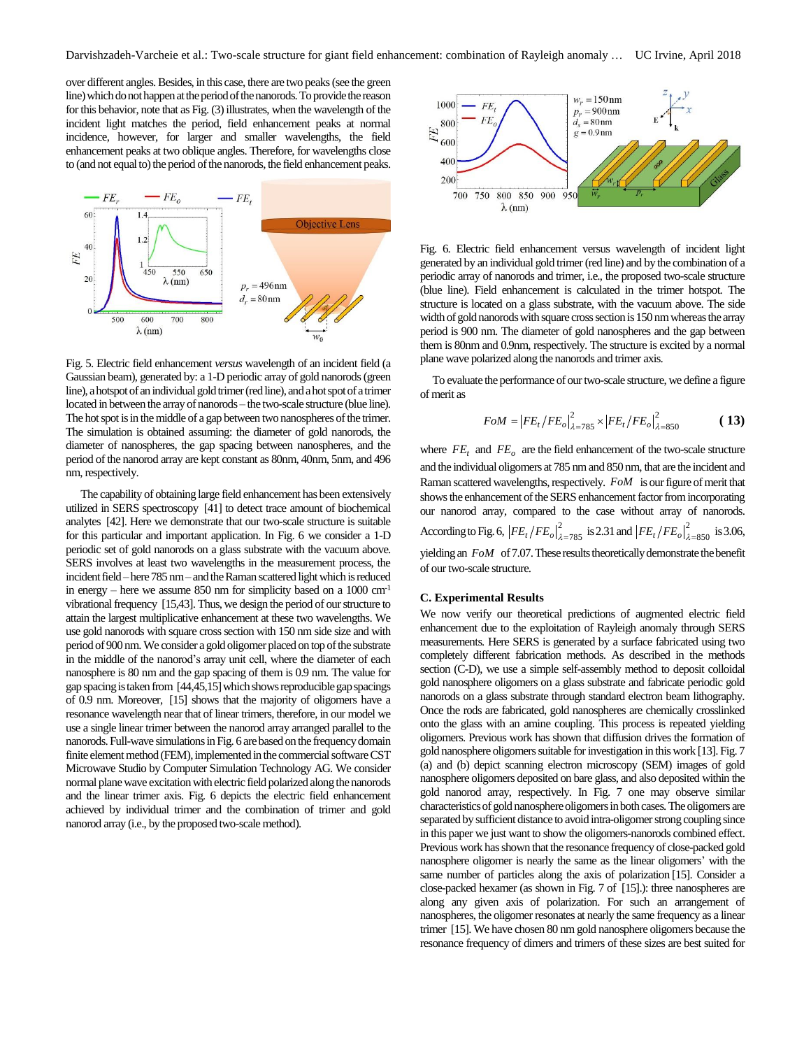over different angles. Besides, in this case, there are two peaks (see the green line) which do not happen at the period of the nanorods. To provide the reason for this behavior, note that as Fig. (3) illustrates, when the wavelength of the incident light matches the period, field enhancement peaks at normal incidence, however, for larger and smaller wavelengths, the field enhancement peaks at two oblique angles. Therefore, for wavelengths close to (and not equal to) the period of the nanorods, the field enhancement peaks.

Fig. 5. Electric field enhancement *versus* wavelength of an incident field (a Gaussian beam), generated by: a 1-D periodic array of gold nanorods (green line), a hotspot of an individual gold trimer (red line), and a hot spot of a trimer located in between the array of nanorods – the two-scale structure (blue line). The hot spot is in the middle of a gap between two nanospheres of the trimer. The simulation is obtained assuming: the diameter of gold nanorods, the diameter of nanospheres, the gap spacing between nanospheres, and the period of the nanorod array are kept constant as 80nm, 40nm, 5nm, and 496 nm, respectively.

The capability of obtaining large field enhancement has been extensively utilized in SERS spectroscopy [41] to detect trace amount of biochemical analytes [42]. Here we demonstrate that our two-scale structure is suitable for this particular and important application. In Fig. 6 we consider a 1-D periodic set of gold nanorods on a glass substrate with the vacuum above. SERS involves at least two wavelengths in the measurement process, the incident field – here 785 nm – and the Raman scattered light which is reduced in energy – here we assume 850 nm for simplicity based on a 1000 cm$^{-1}$ vibrational frequency [15,43]. Thus, we design the period of our structure to attain the largest multiplicative enhancement at these two wavelengths. We use gold nanorods with square cross section with 150 nm side size and with period of 900 nm. We consider a gold oligomer placed on top of the substrate in the middle of the nanorod's array unit cell, where the diameter of each nanosphere is 80 nm and the gap spacing of them is 0.9 nm. The value for gap spacing is taken from [44,45,15] which shows reproducible gap spacings of 0.9 nm. Moreover, [15] shows that the majority of oligomers have a resonance wavelength near that of linear trimers, therefore, in our model we use a single linear trimer between the nanorod array arranged parallel to the nanorods. Full-wave simulations in Fig. 6 are based on the frequency domain finite element method (FEM), implemented in the commercial software CST Microwave Studio by Computer Simulation Technology AG. We consider normal plane wave excitation with electric field polarized along the nanorods and the linear trimer axis. Fig. 6 depicts the electric field enhancement achieved by individual trimer and the combination of trimer and gold nanorod array (i.e., by the proposed two-scale method).

Fig. 6. Electric field enhancement versus wavelength of incident light generated by an individual gold trimer (red line) and by the combination of a periodic array of nanorods and trimer, i.e., the proposed two-scale structure (blue line). Field enhancement is calculated in the trimer hotspot. The structure is located on a glass substrate, with the vacuum above. The side width of gold nanorods with square cross section is 150 nm whereas the array period is 900 nm. The diameter of gold nanospheres and the gap between them is 80nm and 0.9nm, respectively. The structure is excited by a normal plane wave polarized along the nanorods and trimer axis.

To evaluate the performance of our two-scale structure, we define a figure of merit as

$$FoM = \left|FE_t/FE_o\right|^2_{\lambda=785} \times \left|FE_t/FE_o\right|^2_{\lambda=850} \qquad (13)$$

where $FE_t$ and $FE_o$ are the field enhancement of the two-scale structure and the individual oligomers at 785 nm and 850 nm, that are the incident and Raman scattered wavelengths, respectively. $FoM$ is our figure of merit that shows the enhancement of the SERS enhancement factor from incorporating our nanorod array, compared to the case without array of nanorods. According to Fig. 6, $\left|FE_t/FE_o\right|^2_{\lambda=785}$ is 2.31 and $\left|FE_t/FE_o\right|^2_{\lambda=850}$ is 3.06, yielding an $FoM$ of 7.07. These results theoretically demonstrate the benefit of our two-scale structure.

### C. Experimental Results

We now verify our theoretical predictions of augmented electric field enhancement due to the exploitation of Rayleigh anomaly through SERS measurements. Here SERS is generated by a surface fabricated using two completely different fabrication methods. As described in the methods section (C-D), we use a simple self-assembly method to deposit colloidal gold nanosphere oligomers on a glass substrate and fabricate periodic gold nanorods on a glass substrate through standard electron beam lithography. Once the rods are fabricated, gold nanospheres are chemically crosslinked onto the glass with an amine coupling. This process is repeated yielding oligomers. Previous work has shown that diffusion drives the formation of gold nanosphere oligomers suitable for investigation in this work [13]. Fig. 7 (a) and (b) depict scanning electron microscopy (SEM) images of gold nanosphere oligomers deposited on bare glass, and also deposited within the gold nanorod array, respectively. In Fig. 7 one may observe similar characteristics of gold nanosphere oligomers in both cases. The oligomers are separated by sufficient distance to avoid intra-oligomer strong coupling since in this paper we just want to show the oligomers-nanorods combined effect. Previous work has shown that the resonance frequency of close-packed gold nanosphere oligomer is nearly the same as the linear oligomers' with the same number of particles along the axis of polarization [15]. Consider a close-packed hexamer (as shown in Fig. 7 of [15].): three nanospheres are along any given axis of polarization. For such an arrangement of nanospheres, the oligomer resonates at nearly the same frequency as a linear trimer [15]. We have chosen 80 nm gold nanosphere oligomers because the resonance frequency of dimers and trimers of these sizes are best suited for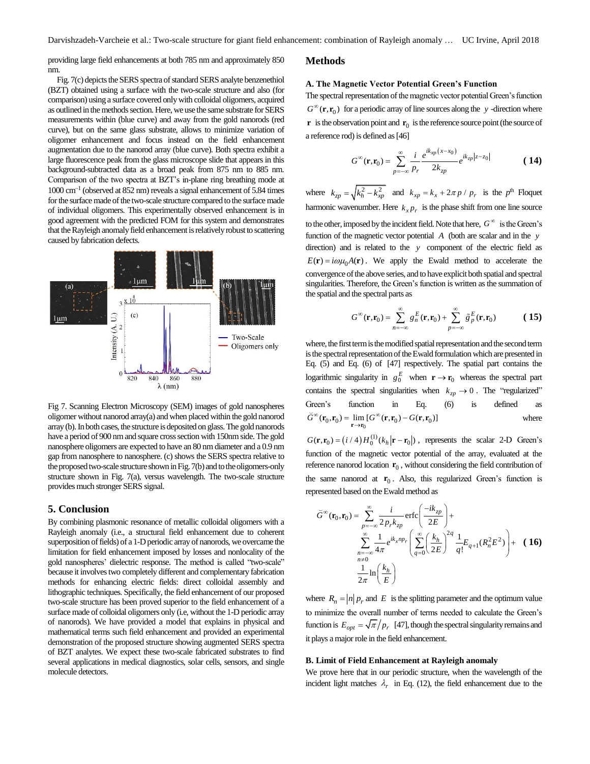providing large field enhancements at both 785 nm and approximately 850 nm.

Fig. 7(c) depicts the SERS spectra of standard SERS analyte benzenethiol (BZT) obtained using a surface with the two-scale structure and also (for comparison) using a surface covered only with colloidal oligomers, acquired as outlined in the methods section. Here, we use the same substrate for SERS measurements within (blue curve) and away from the gold nanorods (red curve), but on the same glass substrate, allows to minimize variation of oligomer enhancement and focus instead on the field enhancement augmentation due to the nanorod array (blue curve). Both spectra exhibit a large fluorescence peak from the glass microscope slide that appears in this background-subtracted data as a broad peak from 875 nm to 885 nm. Comparison of the two spectra at BZT's in-plane ring breathing mode at 1000 cm$^{-1}$ (observed at 852 nm) reveals a signal enhancement of 5.84 times for the surface made of the two-scale structure compared to the surface made of individual oligomers. This experimentally observed enhancement is in good agreement with the predicted FOM for this system and demonstrates that the Rayleigh anomaly field enhancement is relatively robust to scattering caused by fabrication defects.

Fig 7. Scanning Electron Microscopy (SEM) images of gold nanospheres oligomer without nanorod array(a) and when placed within the gold nanorod array (b). In both cases, the structure is deposited on glass. The gold nanorods have a period of 900 nm and square cross section with 150nm side. The gold nanosphere oligomers are expected to have an 80 nm diameter and a 0.9 nm gap from nanosphere to nanosphere. (c) shows the SERS spectra relative to the proposed two-scale structure shown in Fig. 7(b) and to the oligomers-only structure shown in Fig. 7(a), versus wavelength. The two-scale structure provides much stronger SERS signal.

## 5. Conclusion

By combining plasmonic resonance of metallic colloidal oligomers with a Rayleigh anomaly (i.e., a structural field enhancement due to coherent superposition of fields) of a 1-D periodic array of nanorods, we overcame the limitation for field enhancement imposed by losses and nonlocality of the gold nanospheres' dielectric response. The method is called "two-scale" because it involves two completely different and complementary fabrication methods for enhancing electric fields: direct colloidal assembly and lithographic techniques. Specifically, the field enhancement of our proposed two-scale structure has been proved superior to the field enhancement of a surface made of colloidal oligomers only (i.e, without the 1-D periodic array of nanorods). We have provided a model that explains in physical and mathematical terms such field enhancement and provided an experimental demonstration of the proposed structure showing augmented SERS spectra of BZT analytes. We expect these two-scale fabricated substrates to find several applications in medical diagnostics, solar cells, sensors, and single molecule detectors.

## Methods

### A. The Magnetic Vector Potential Green's Function

The spectral representation of the magnetic vector potential Green's function $G^{\infty}(\mathbf{r},\mathbf{r}_0)$ for a periodic array of line sources along the $y$-direction where $\mathbf{r}$ is the observation point and $\mathbf{r}_0$ is the reference source point (the source of a reference rod) is defined as [46]

$$G^{\infty}(\mathbf{r},\mathbf{r}_0)=\sum_{p=-\infty}^{\infty}\frac{i}{p_r}\frac{e^{ik_{xp}(x-x_0)}}{2k_{zp}}e^{ik_{zp}|z-z_0|} \qquad (14)$$

where $k_{zp}=\sqrt{k_h^2-k_{xp}^2}$ and $k_{xp}=k_x+2\pi p/p_r$ is the $p^{\text{th}}$ Floquet harmonic wavenumber. Here $k_x p_r$ is the phase shift from one line source to the other, imposed by the incident field. Note that here, $G^{\infty}$ is the Green's function of the magnetic vector potential $A$ (both are scalar and in the $y$ direction) and is related to the $y$ component of the electric field as $E(\mathbf{r})=i\omega\mu_0 A(\mathbf{r})$. We apply the Ewald method to accelerate the convergence of the above series, and to have explicit both spatial and spectral singularities. Therefore, the Green's function is written as the summation of the spatial and the spectral parts as

$$G^{\infty}(\mathbf{r},\mathbf{r}_0)=\sum_{n=-\infty}^{\infty}g_n^E(\mathbf{r},\mathbf{r}_0)+\sum_{p=-\infty}^{\infty}\tilde{g}_p^E(\mathbf{r},\mathbf{r}_0) \qquad (15)$$

where, the first term is the modified spatial representation and the second term is the spectral representation of the Ewald formulation which are presented in Eq. (5) and Eq. (6) of [47] respectively. The spatial part contains the logarithmic singularity in $g_0^E$ when $\mathbf{r}\to\mathbf{r}_0$ whereas the spectral part contains the spectral singularities when $k_{zp}\to 0$. The "regularized" Green's function in Eq. (6) is defined as $\breve{G}^{\infty}(\mathbf{r}_0,\mathbf{r}_0)=\lim_{\mathbf{r}\to\mathbf{r}_0}[G^{\infty}(\mathbf{r},\mathbf{r}_0)-G(\mathbf{r},\mathbf{r}_0)]$ where $G(\mathbf{r},\mathbf{r}_0)=(i/4)H_0^{(1)}(k_h|\mathbf{r}-\mathbf{r}_0|)$, represents the scalar 2-D Green's function of the magnetic vector potential of the array, evaluated at the reference nanorod location $\mathbf{r}_0$, without considering the field contribution of the same nanorod at $\mathbf{r}_0$. Also, this regularized Green's function is represented based on the Ewald method as

$$\breve{G}^{\infty}(\mathbf{r}_0,\mathbf{r}_0)=\sum_{p=-\infty}^{\infty}\frac{i}{2p_r k_{zp}}\operatorname{erfc}\left(\frac{-ik_{zp}}{2E}\right)+\sum_{\substack{n=-\infty\\ n\neq 0}}^{\infty}\frac{1}{4\pi}e^{ik_x np_r}\left(\sum_{q=0}^{\infty}\left(\frac{k_h}{2E}\right)^{2q}\frac{1}{q!}E_{q+1}(R_n^2E^2)\right)+\frac{1}{2\pi}\ln\left(\frac{k_h}{E}\right) \qquad (16)$$

where $R_n=|n|p_r$ and $E$ is the splitting parameter and the optimum value to minimize the overall number of terms needed to calculate the Green's function is $E_{opt}=\sqrt{\pi}/p_r$ [47], though the spectral singularity remains and it plays a major role in the field enhancement.

### B. Limit of Field Enhancement at Rayleigh anomaly

We prove here that in our periodic structure, when the wavelength of the incident light matches $\lambda_r$ in Eq. (12), the field enhancement due to the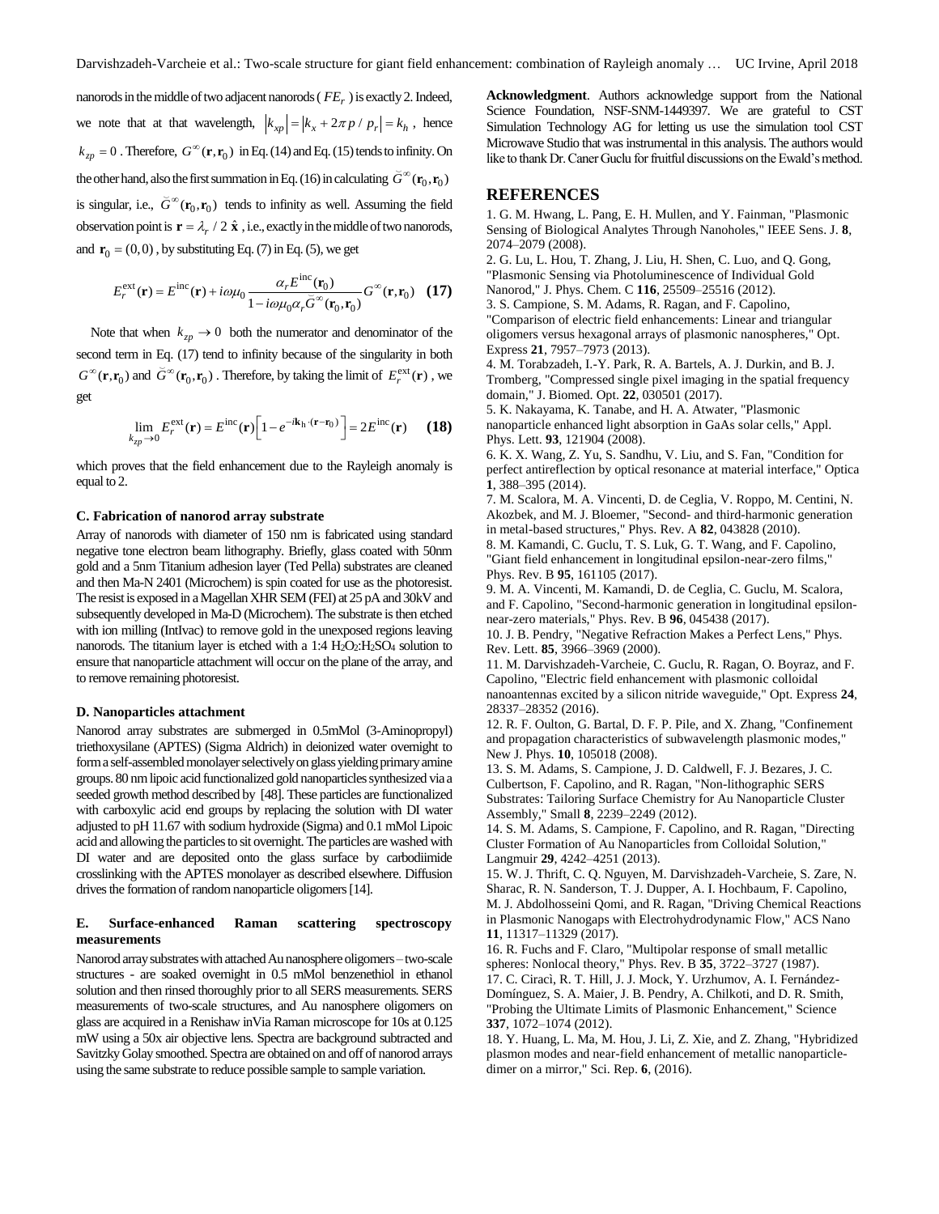nanorods in the middle of two adjacent nanorods ( $FE_r$ ) is exactly 2. Indeed, we note that at that wavelength, $|k_{xp}| = |k_x + 2\pi p / p_r| = k_h$ , hence $k_{zp} = 0$ . Therefore, $G^{\infty}(\mathbf{r}, \mathbf{r}_0)$ in Eq. (14) and Eq. (15) tends to infinity. On the other hand, also the first summation in Eq. (16) in calculating $\breve{G}^{\infty}(\mathbf{r}_0, \mathbf{r}_0)$ is singular, i.e., $\breve{G}^{\infty}(\mathbf{r}_0, \mathbf{r}_0)$ tends to infinity as well. Assuming the field observation point is $\mathbf{r} = \lambda_r / 2\, \hat{\mathbf{x}}$ , i.e., exactly in the middle of two nanorods, and $\mathbf{r}_0 = (0,0)$ , by substituting Eq. (7) in Eq. (5), we get

$$E_r^{\text{ext}}(\mathbf{r}) = E^{\text{inc}}(\mathbf{r}) + i\omega\mu_0 \frac{\alpha_r E^{\text{inc}}(\mathbf{r}_0)}{1 - i\omega\mu_0 \alpha_r \breve{G}^{\infty}(\mathbf{r}_0, \mathbf{r}_0)} G^{\infty}(\mathbf{r}, \mathbf{r}_0) \quad \mathbf{(17)}$$

Note that when $k_{zp} \to 0$ both the numerator and denominator of the second term in Eq. (17) tend to infinity because of the singularity in both $G^{\infty}(\mathbf{r}, \mathbf{r}_0)$ and $\breve{G}^{\infty}(\mathbf{r}_0, \mathbf{r}_0)$ . Therefore, by taking the limit of $E_r^{\text{ext}}(\mathbf{r})$ , we get

$$\lim_{k_{zp} \to 0} E_r^{\text{ext}}(\mathbf{r}) = E^{\text{inc}}(\mathbf{r}) \left[ 1 - e^{-i\mathbf{k}_h \cdot (\mathbf{r} - \mathbf{r}_0)} \right] = 2E^{\text{inc}}(\mathbf{r}) \quad \mathbf{(18)}$$

which proves that the field enhancement due to the Rayleigh anomaly is equal to 2.

### C. Fabrication of nanorod array substrate

Array of nanorods with diameter of 150 nm is fabricated using standard negative tone electron beam lithography. Briefly, glass coated with 50nm gold and a 5nm Titanium adhesion layer (Ted Pella) substrates are cleaned and then Ma-N 2401 (Microchem) is spin coated for use as the photoresist. The resist is exposed in a Magellan XHR SEM (FEI) at 25 pA and 30kV and subsequently developed in Ma-D (Microchem). The substrate is then etched with ion milling (IntIvac) to remove gold in the unexposed regions leaving nanorods. The titanium layer is etched with a 1:4 $H_2O_2$:$H_2SO_4$ solution to ensure that nanoparticle attachment will occur on the plane of the array, and to remove remaining photoresist.

### D. Nanoparticles attachment

Nanorod array substrates are submerged in 0.5mMol (3-Aminopropyl) triethoxysilane (APTES) (Sigma Aldrich) in deionized water overnight to form a self-assembled monolayer selectively on glass yielding primary amine groups. 80 nm lipoic acid functionalized gold nanoparticles synthesized via a seeded growth method described by [48]. These particles are functionalized with carboxylic acid end groups by replacing the solution with DI water adjusted to pH 11.67 with sodium hydroxide (Sigma) and 0.1 mMol Lipoic acid and allowing the particles to sit overnight. The particles are washed with DI water and are deposited onto the glass surface by carbodiimide crosslinking with the APTES monolayer as described elsewhere. Diffusion drives the formation of random nanoparticle oligomers [14].

### E. Surface-enhanced Raman scattering spectroscopy measurements

Nanorod array substrates with attached Au nanosphere oligomers – two-scale structures - are soaked overnight in 0.5 mMol benzenethiol in ethanol solution and then rinsed thoroughly prior to all SERS measurements. SERS measurements of two-scale structures, and Au nanosphere oligomers on glass are acquired in a Renishaw inVia Raman microscope for 10s at 0.125 mW using a 50x air objective lens. Spectra are background subtracted and Savitzky Golay smoothed. Spectra are obtained on and off of nanorod arrays using the same substrate to reduce possible sample to sample variation.

**Acknowledgment**. Authors acknowledge support from the National Science Foundation, NSF-SNM-1449397. We are grateful to CST Simulation Technology AG for letting us use the simulation tool CST Microwave Studio that was instrumental in this analysis. The authors would like to thank Dr. Caner Guclu for fruitful discussions on the Ewald's method.

## REFERENCES

1. G. M. Hwang, L. Pang, E. H. Mullen, and Y. Fainman, "Plasmonic Sensing of Biological Analytes Through Nanoholes," IEEE Sens. J. **8**, 2074–2079 (2008).
2. G. Lu, L. Hou, T. Zhang, J. Liu, H. Shen, C. Luo, and Q. Gong, "Plasmonic Sensing via Photoluminescence of Individual Gold Nanorod," J. Phys. Chem. C **116**, 25509–25516 (2012).
3. S. Campione, S. M. Adams, R. Ragan, and F. Capolino, "Comparison of electric field enhancements: Linear and triangular oligomers versus hexagonal arrays of plasmonic nanospheres," Opt. Express **21**, 7957–7973 (2013).
4. M. Torabzadeh, I.-Y. Park, R. A. Bartels, A. J. Durkin, and B. J. Tromberg, "Compressed single pixel imaging in the spatial frequency domain," J. Biomed. Opt. **22**, 030501 (2017).
5. K. Nakayama, K. Tanabe, and H. A. Atwater, "Plasmonic nanoparticle enhanced light absorption in GaAs solar cells," Appl. Phys. Lett. **93**, 121904 (2008).
6. K. X. Wang, Z. Yu, S. Sandhu, V. Liu, and S. Fan, "Condition for perfect antireflection by optical resonance at material interface," Optica **1**, 388–395 (2014).
7. M. Scalora, M. A. Vincenti, D. de Ceglia, V. Roppo, M. Centini, N. Akozbek, and M. J. Bloemer, "Second- and third-harmonic generation in metal-based structures," Phys. Rev. A **82**, 043828 (2010).
8. M. Kamandi, C. Guclu, T. S. Luk, G. T. Wang, and F. Capolino, "Giant field enhancement in longitudinal epsilon-near-zero films," Phys. Rev. B **95**, 161105 (2017).
9. M. A. Vincenti, M. Kamandi, D. de Ceglia, C. Guclu, M. Scalora, and F. Capolino, "Second-harmonic generation in longitudinal epsilon-near-zero materials," Phys. Rev. B **96**, 045438 (2017).
10. J. B. Pendry, "Negative Refraction Makes a Perfect Lens," Phys. Rev. Lett. **85**, 3966–3969 (2000).
11. M. Darvishzadeh-Varcheie, C. Guclu, R. Ragan, O. Boyraz, and F. Capolino, "Electric field enhancement with plasmonic colloidal nanoantennas excited by a silicon nitride waveguide," Opt. Express **24**, 28337–28352 (2016).
12. R. F. Oulton, G. Bartal, D. F. P. Pile, and X. Zhang, "Confinement and propagation characteristics of subwavelength plasmonic modes," New J. Phys. **10**, 105018 (2008).
13. S. M. Adams, S. Campione, J. D. Caldwell, F. J. Bezares, J. C. Culbertson, F. Capolino, and R. Ragan, "Non-lithographic SERS Substrates: Tailoring Surface Chemistry for Au Nanoparticle Cluster Assembly," Small **8**, 2239–2249 (2012).
14. S. M. Adams, S. Campione, F. Capolino, and R. Ragan, "Directing Cluster Formation of Au Nanoparticles from Colloidal Solution," Langmuir **29**, 4242–4251 (2013).
15. W. J. Thrift, C. Q. Nguyen, M. Darvishzadeh-Varcheie, S. Zare, N. Sharac, R. N. Sanderson, T. J. Dupper, A. I. Hochbaum, F. Capolino, M. J. Abdolhosseini Qomi, and R. Ragan, "Driving Chemical Reactions in Plasmonic Nanogaps with Electrohydrodynamic Flow," ACS Nano **11**, 11317–11329 (2017).
16. R. Fuchs and F. Claro, "Multipolar response of small metallic spheres: Nonlocal theory," Phys. Rev. B **35**, 3722–3727 (1987).
17. C. Ciracì, R. T. Hill, J. J. Mock, Y. Urzhumov, A. I. Fernández-Domínguez, S. A. Maier, J. B. Pendry, A. Chilkoti, and D. R. Smith, "Probing the Ultimate Limits of Plasmonic Enhancement," Science **337**, 1072–1074 (2012).
18. Y. Huang, L. Ma, M. Hou, J. Li, Z. Xie, and Z. Zhang, "Hybridized plasmon modes and near-field enhancement of metallic nanoparticle-dimer on a mirror," Sci. Rep. **6**, (2016).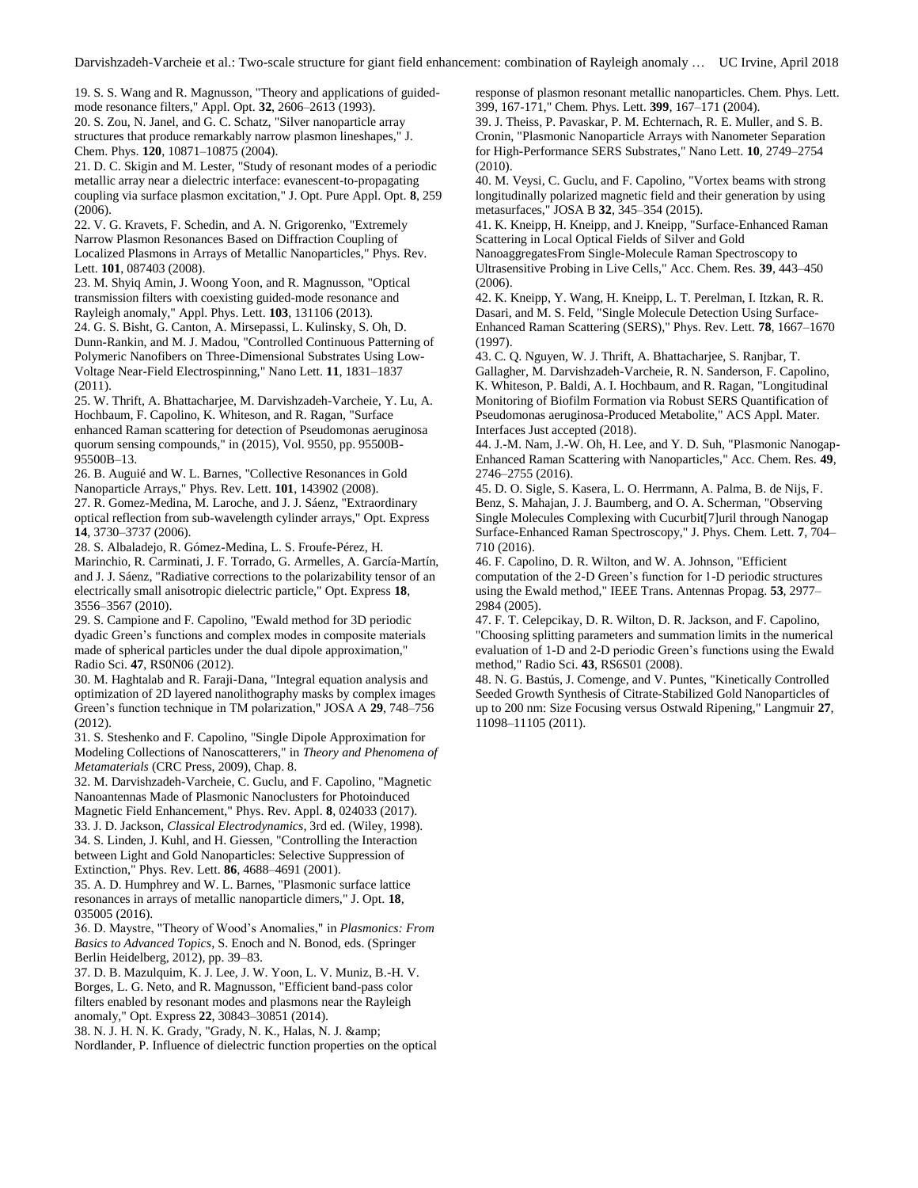19. S. S. Wang and R. Magnusson, "Theory and applications of guided-mode resonance filters," Appl. Opt. **32**, 2606–2613 (1993).

20. S. Zou, N. Janel, and G. C. Schatz, "Silver nanoparticle array structures that produce remarkably narrow plasmon lineshapes," J. Chem. Phys. **120**, 10871–10875 (2004).

21. D. C. Skigin and M. Lester, "Study of resonant modes of a periodic metallic array near a dielectric interface: evanescent-to-propagating coupling via surface plasmon excitation," J. Opt. Pure Appl. Opt. **8**, 259 (2006).

22. V. G. Kravets, F. Schedin, and A. N. Grigorenko, "Extremely Narrow Plasmon Resonances Based on Diffraction Coupling of Localized Plasmons in Arrays of Metallic Nanoparticles," Phys. Rev. Lett. **101**, 087403 (2008).

23. M. Shyiq Amin, J. Woong Yoon, and R. Magnusson, "Optical transmission filters with coexisting guided-mode resonance and Rayleigh anomaly," Appl. Phys. Lett. **103**, 131106 (2013).

24. G. S. Bisht, G. Canton, A. Mirsepassi, L. Kulinsky, S. Oh, D. Dunn-Rankin, and M. J. Madou, "Controlled Continuous Patterning of Polymeric Nanofibers on Three-Dimensional Substrates Using Low-Voltage Near-Field Electrospinning," Nano Lett. **11**, 1831–1837 (2011).

25. W. Thrift, A. Bhattacharjee, M. Darvishzadeh-Varcheie, Y. Lu, A. Hochbaum, F. Capolino, K. Whiteson, and R. Ragan, "Surface enhanced Raman scattering for detection of Pseudomonas aeruginosa quorum sensing compounds," in (2015), Vol. 9550, pp. 95500B-95500B–13.

26. B. Auguié and W. L. Barnes, "Collective Resonances in Gold Nanoparticle Arrays," Phys. Rev. Lett. **101**, 143902 (2008).

27. R. Gomez-Medina, M. Laroche, and J. J. Sáenz, "Extraordinary optical reflection from sub-wavelength cylinder arrays," Opt. Express **14**, 3730–3737 (2006).

28. S. Albaladejo, R. Gómez-Medina, L. S. Froufe-Pérez, H. Marinchio, R. Carminati, J. F. Torrado, G. Armelles, A. García-Martín, and J. J. Sáenz, "Radiative corrections to the polarizability tensor of an electrically small anisotropic dielectric particle," Opt. Express **18**, 3556–3567 (2010).

29. S. Campione and F. Capolino, "Ewald method for 3D periodic dyadic Green's functions and complex modes in composite materials made of spherical particles under the dual dipole approximation," Radio Sci. **47**, RS0N06 (2012).

30. M. Haghtalab and R. Faraji-Dana, "Integral equation analysis and optimization of 2D layered nanolithography masks by complex images Green's function technique in TM polarization," JOSA A **29**, 748–756 (2012).

31. S. Steshenko and F. Capolino, "Single Dipole Approximation for Modeling Collections of Nanoscatterers," in *Theory and Phenomena of Metamaterials* (CRC Press, 2009), Chap. 8.

32. M. Darvishzadeh-Varcheie, C. Guclu, and F. Capolino, "Magnetic Nanoantennas Made of Plasmonic Nanoclusters for Photoinduced Magnetic Field Enhancement," Phys. Rev. Appl. **8**, 024033 (2017).

33. J. D. Jackson, *Classical Electrodynamics*, 3rd ed. (Wiley, 1998).

34. S. Linden, J. Kuhl, and H. Giessen, "Controlling the Interaction between Light and Gold Nanoparticles: Selective Suppression of Extinction," Phys. Rev. Lett. **86**, 4688–4691 (2001).

35. A. D. Humphrey and W. L. Barnes, "Plasmonic surface lattice resonances in arrays of metallic nanoparticle dimers," J. Opt. **18**, 035005 (2016).

36. D. Maystre, "Theory of Wood's Anomalies," in *Plasmonics: From Basics to Advanced Topics*, S. Enoch and N. Bonod, eds. (Springer Berlin Heidelberg, 2012), pp. 39–83.

37. D. B. Mazulquim, K. J. Lee, J. W. Yoon, L. V. Muniz, B.-H. V. Borges, L. G. Neto, and R. Magnusson, "Efficient band-pass color filters enabled by resonant modes and plasmons near the Rayleigh anomaly," Opt. Express **22**, 30843–30851 (2014).

38. N. J. H. N. K. Grady, "Grady, N. K., Halas, N. J. &amp; Nordlander, P. Influence of dielectric function properties on the optical response of plasmon resonant metallic nanoparticles. Chem. Phys. Lett. 399, 167-171," Chem. Phys. Lett. **399**, 167–171 (2004).

39. J. Theiss, P. Pavaskar, P. M. Echternach, R. E. Muller, and S. B. Cronin, "Plasmonic Nanoparticle Arrays with Nanometer Separation for High-Performance SERS Substrates," Nano Lett. **10**, 2749–2754 (2010).

40. M. Veysi, C. Guclu, and F. Capolino, "Vortex beams with strong longitudinally polarized magnetic field and their generation by using metasurfaces," JOSA B **32**, 345–354 (2015).

41. K. Kneipp, H. Kneipp, and J. Kneipp, "Surface-Enhanced Raman Scattering in Local Optical Fields of Silver and Gold NanoaggregatesFrom Single-Molecule Raman Spectroscopy to Ultrasensitive Probing in Live Cells," Acc. Chem. Res. **39**, 443–450 (2006).

42. K. Kneipp, Y. Wang, H. Kneipp, L. T. Perelman, I. Itzkan, R. R. Dasari, and M. S. Feld, "Single Molecule Detection Using Surface-Enhanced Raman Scattering (SERS)," Phys. Rev. Lett. **78**, 1667–1670 (1997).

43. C. Q. Nguyen, W. J. Thrift, A. Bhattacharjee, S. Ranjbar, T. Gallagher, M. Darvishzadeh-Varcheie, R. N. Sanderson, F. Capolino, K. Whiteson, P. Baldi, A. I. Hochbaum, and R. Ragan, "Longitudinal Monitoring of Biofilm Formation via Robust SERS Quantification of Pseudomonas aeruginosa-Produced Metabolite," ACS Appl. Mater. Interfaces Just accepted (2018).

44. J.-M. Nam, J.-W. Oh, H. Lee, and Y. D. Suh, "Plasmonic Nanogap-Enhanced Raman Scattering with Nanoparticles," Acc. Chem. Res. **49**, 2746–2755 (2016).

45. D. O. Sigle, S. Kasera, L. O. Herrmann, A. Palma, B. de Nijs, F. Benz, S. Mahajan, J. J. Baumberg, and O. A. Scherman, "Observing Single Molecules Complexing with Cucurbit[7]uril through Nanogap Surface-Enhanced Raman Spectroscopy," J. Phys. Chem. Lett. **7**, 704–710 (2016).

46. F. Capolino, D. R. Wilton, and W. A. Johnson, "Efficient computation of the 2-D Green's function for 1-D periodic structures using the Ewald method," IEEE Trans. Antennas Propag. **53**, 2977–2984 (2005).

47. F. T. Celepcikay, D. R. Wilton, D. R. Jackson, and F. Capolino, "Choosing splitting parameters and summation limits in the numerical evaluation of 1-D and 2-D periodic Green's functions using the Ewald method," Radio Sci. **43**, RS6S01 (2008).

48. N. G. Bastús, J. Comenge, and V. Puntes, "Kinetically Controlled Seeded Growth Synthesis of Citrate-Stabilized Gold Nanoparticles of up to 200 nm: Size Focusing versus Ostwald Ripening," Langmuir **27**, 11098–11105 (2011).